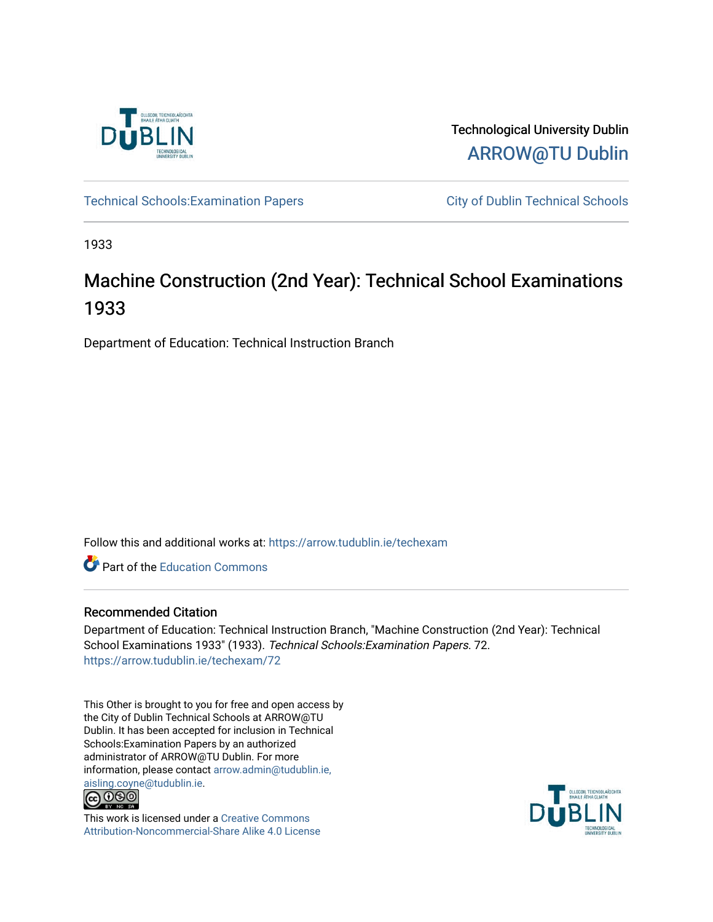Technological University Dublin

ARROW@TU Dublin

Technical Schools:Examination Papers

City of Dublin Technical Schools

1933

# Machine Construction (2nd Year): Technical School Examinations 1933

Department of Education: Technical Instruction Branch

Follow this and additional works at: https://arrow.tudublin.ie/techexam

Part of the Education Commons

## Recommended Citation

Department of Education: Technical Instruction Branch, "Machine Construction (2nd Year): Technical School Examinations 1933" (1933). *Technical Schools:Examination Papers*. 72.
https://arrow.tudublin.ie/techexam/72

This Other is brought to you for free and open access by the City of Dublin Technical Schools at ARROW@TU Dublin. It has been accepted for inclusion in Technical Schools:Examination Papers by an authorized administrator of ARROW@TU Dublin. For more information, please contact arrow.admin@tudublin.ie, aisling.coyne@tudublin.ie.

This work is licensed under a Creative Commons Attribution-Noncommercial-Share Alike 4.0 License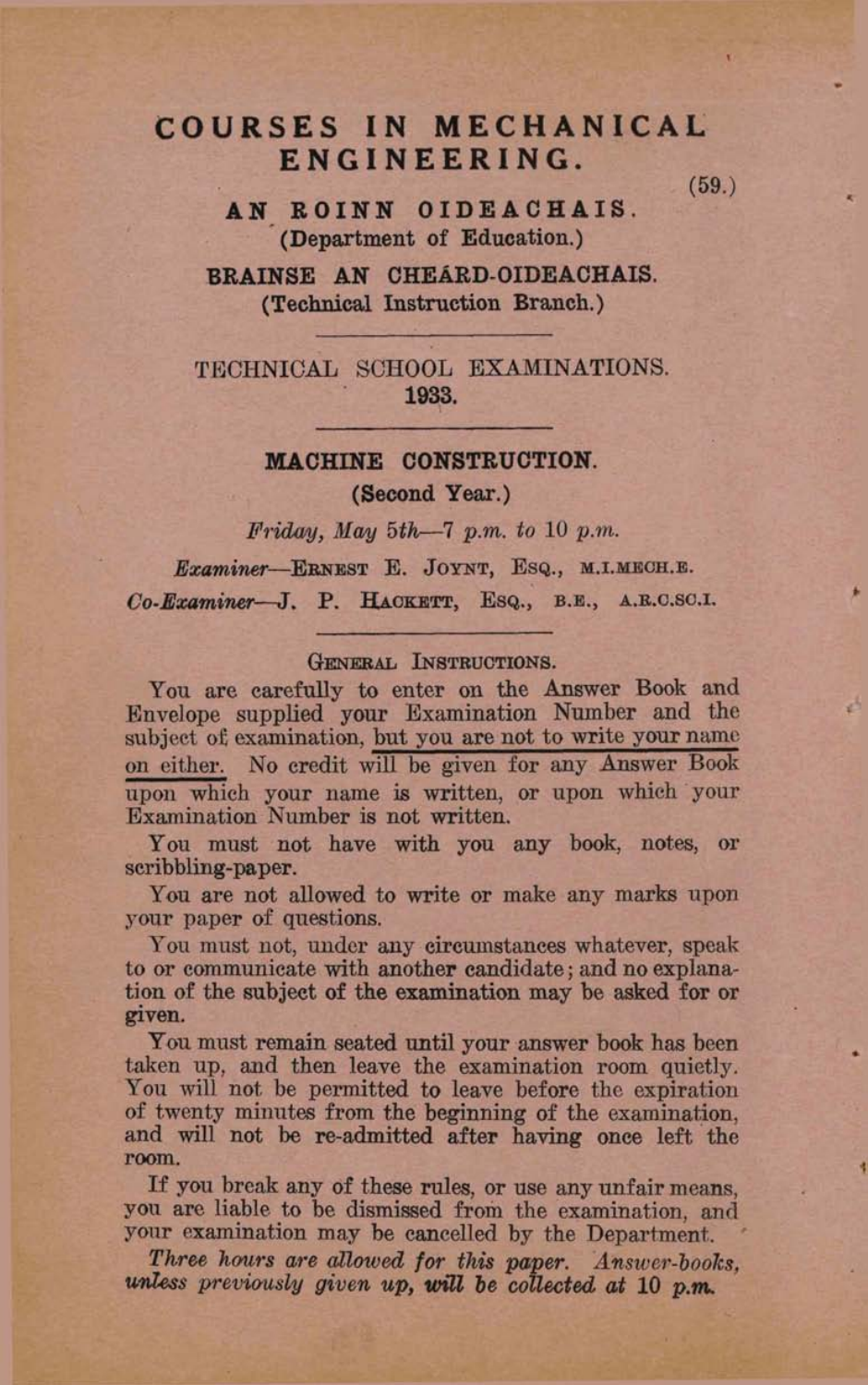# COURSES IN MECHANICAL ENGINEERING.

(59.)

## AN ROINN OIDEACHAIS.
(Department of Education.)

## BRAINSE AN CHEARD-OIDEACHAIS.
(Technical Instruction Branch.)

---

TECHNICAL SCHOOL EXAMINATIONS.
**1933.**

---

## MACHINE CONSTRUCTION.
**(Second Year.)**

*Friday, May 5th—7 p.m. to 10 p.m.*

*Examiner*—ERNEST E. JOYNT, ESQ., M.I.MECH.E.

*Co-Examiner*—J. P. HACKETT, ESQ., B.E., A.R.C.SC.I.

---

GENERAL INSTRUCTIONS.

You are carefully to enter on the Answer Book and Envelope supplied your Examination Number and the subject of examination, but you are not to write your name on either. No credit will be given for any Answer Book upon which your name is written, or upon which your Examination Number is not written.

You must not have with you any book, notes, or scribbling-paper.

You are not allowed to write or make any marks upon your paper of questions.

You must not, under any circumstances whatever, speak to or communicate with another candidate; and no explanation of the subject of the examination may be asked for or given.

You must remain seated until your answer book has been taken up, and then leave the examination room quietly. You will not be permitted to leave before the expiration of twenty minutes from the beginning of the examination, and will not be re-admitted after having once left the room.

If you break any of these rules, or use any unfair means, you are liable to be dismissed from the examination, and your examination may be cancelled by the Department.

*Three hours are allowed for this paper. Answer-books, unless previously given up, will be collected at 10 p.m.*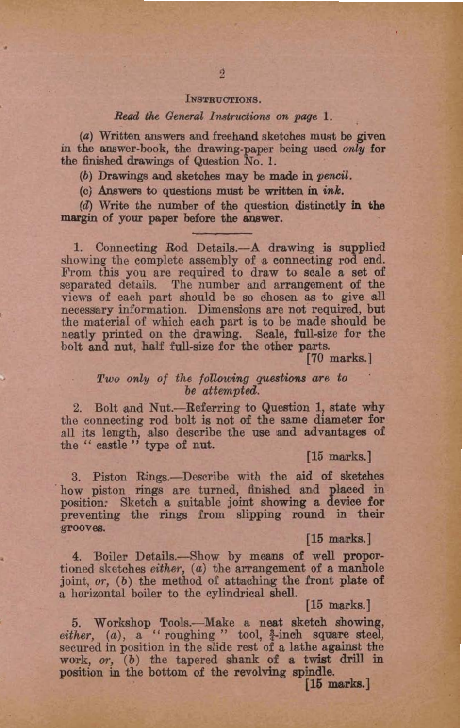## Instructions.

*Read the General Instructions on page 1.*

(*a*) Written answers and freehand sketches must be given in the answer-book, the drawing-paper being used *only* for the finished drawings of Question No. 1.

(*b*) Drawings and sketches may be made in *pencil*.

(*c*) Answers to questions must be written in *ink*.

(*d*) Write the number of the question distinctly in the margin of your paper before the answer.

---

1. Connecting Rod Details.—A drawing is supplied showing the complete assembly of a connecting rod end. From this you are required to draw to scale a set of separated details. The number and arrangement of the views of each part should be so chosen as to give all necessary information. Dimensions are not required, but the material of which each part is to be made should be neatly printed on the drawing. Scale, full-size for the bolt and nut, half full-size for the other parts.
[70 marks.]

*Two only of the following questions are to be attempted.*

2. Bolt and Nut.—Referring to Question 1, state why the connecting rod bolt is not of the same diameter for all its length, also describe the use and advantages of the "castle" type of nut.
[15 marks.]

3. Piston Rings.—Describe with the aid of sketches how piston rings are turned, finished and placed in position. Sketch a suitable joint showing a device for preventing the rings from slipping round in their grooves.
[15 marks.]

4. Boiler Details.—Show by means of well proportioned sketches *either*, (*a*) the arrangement of a manhole joint, *or*, (*b*) the method of attaching the front plate of a horizontal boiler to the cylindrical shell.
[15 marks.]

5. Workshop Tools.—Make a neat sketch showing, *either*, (*a*), a "roughing" tool, $\frac{3}{4}$-inch square steel, secured in position in the slide rest of a lathe against the work, *or*, (*b*) the tapered shank of a twist drill in position in the bottom of the revolving spindle.
[15 marks.]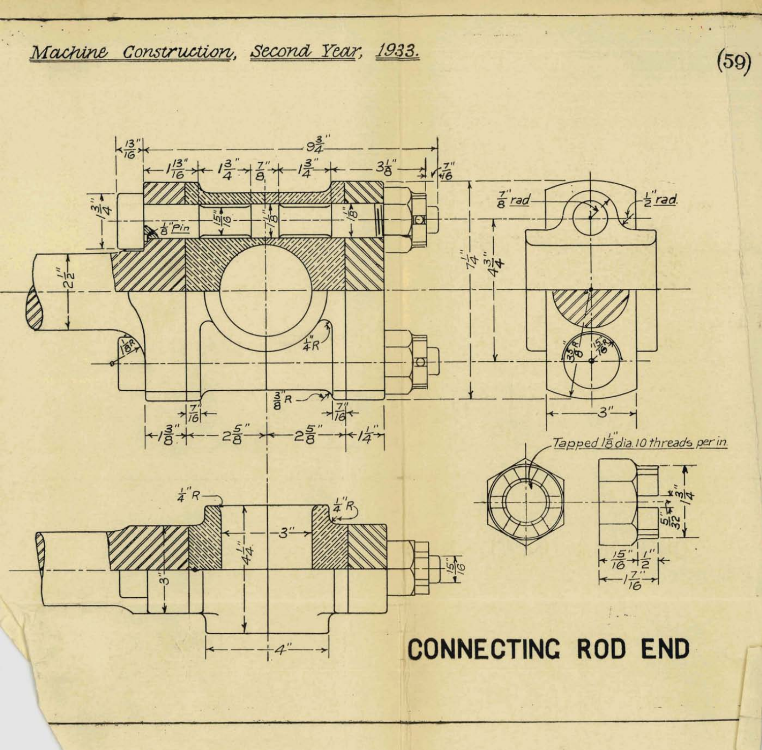Machine Construction, Second Year, 1933.

9¾"

13/16"

1 13/16"  1¾"  7/8"  1¾"  3⅛"  7/16"

¾"

1/8" Pin

15/16"

1⅛"

1⅛"

2½"

1/8" R

¼" R

3/8" R

7/16"  7/16"

1⅜"  2⅝"  2⅝"  1¼"

7¼"

4¾"

7/8" rad

½" rad.

3⅜" R

15/16" R

3"

¼" R

¼" R

3"

4¼"

3"

15/16"

4"

Tapped 1⅛" dia. 10 threads per in.

1¾"

5/32"

15/16"  ½"

1 7/16"

# CONNECTING ROD END